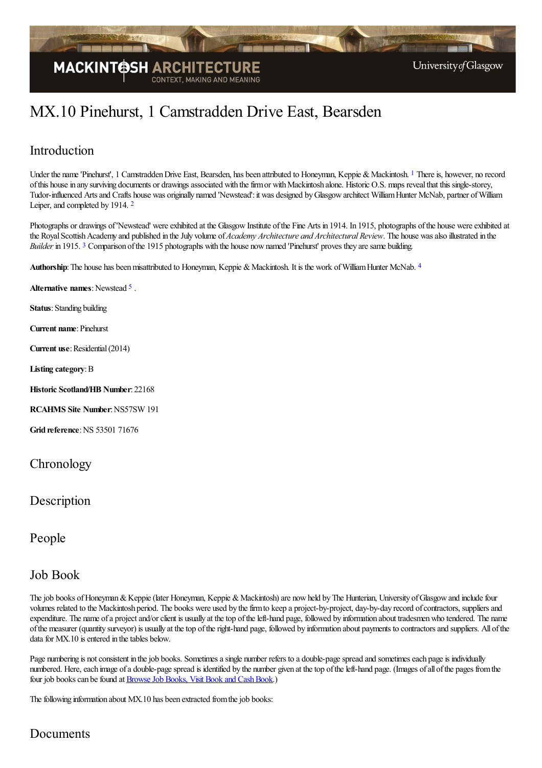# MX.10 Pinehurst, 1 Camstradden Drive East, Bearsden

## Introduction

Under the name 'Pinehurst', 1 Camstradden Drive East, Bearsden, has been attributed to Honeyman, Keppie & Mackintosh.[1] There is, however, no record of this house in any surviving documents or drawings associated with the firm or with Mackintosh alone. Historic O.S. maps reveal that this single-storey, Tudor-influenced Arts and Crafts house was originally named 'Newstead': it was designed by Glasgow architect William Hunter McNab, partner of William Leiper, and completed by 1914.[2]

Photographs or drawings of 'Newstead' were exhibited at the Glasgow Institute of the Fine Arts in 1914. In 1915, photographs of the house were exhibited at the Royal Scottish Academy and published in the July volume of *Academy Architecture and Architectural Review*. The house was also illustrated in the *Builder* in 1915.[3] Comparison of the 1915 photographs with the house now named 'Pinehurst' proves they are same building.

**Authorship**: The house has been misattributed to Honeyman, Keppie & Mackintosh. It is the work of William Hunter McNab.[4]

**Alternative names**: Newstead[5].

**Status**: Standing building

**Current name**: Pinehurst

**Current use**: Residential (2014)

**Listing category**: B

**Historic Scotland/HB Number**: 22168

**RCAHMS Site Number**: NS57SW 191

**Grid reference**: NS 53501 71676

## Chronology

## Description

## People

## Job Book

The job books of Honeyman & Keppie (later Honeyman, Keppie & Mackintosh) are now held by The Hunterian, University of Glasgow and include four volumes related to the Mackintosh period. The books were used by the firm to keep a project-by-project, day-by-day record of contractors, suppliers and expenditure. The name of a project and/or client is usually at the top of the left-hand page, followed by information about tradesmen who tendered. The name of the measurer (quantity surveyor) is usually at the top of the right-hand page, followed by information about payments to contractors and suppliers. All of the data for MX.10 is entered in the tables below.

Page numbering is not consistent in the job books. Sometimes a single number refers to a double-page spread and sometimes each page is individually numbered. Here, each image of a double-page spread is identified by the number given at the top of the left-hand page. (Images of all of the pages from the four job books can be found at [Browse Job Books, Visit Book and Cash Book](Browse Job Books, Visit Book and Cash Book).)

The following information about MX.10 has been extracted from the job books:

## Documents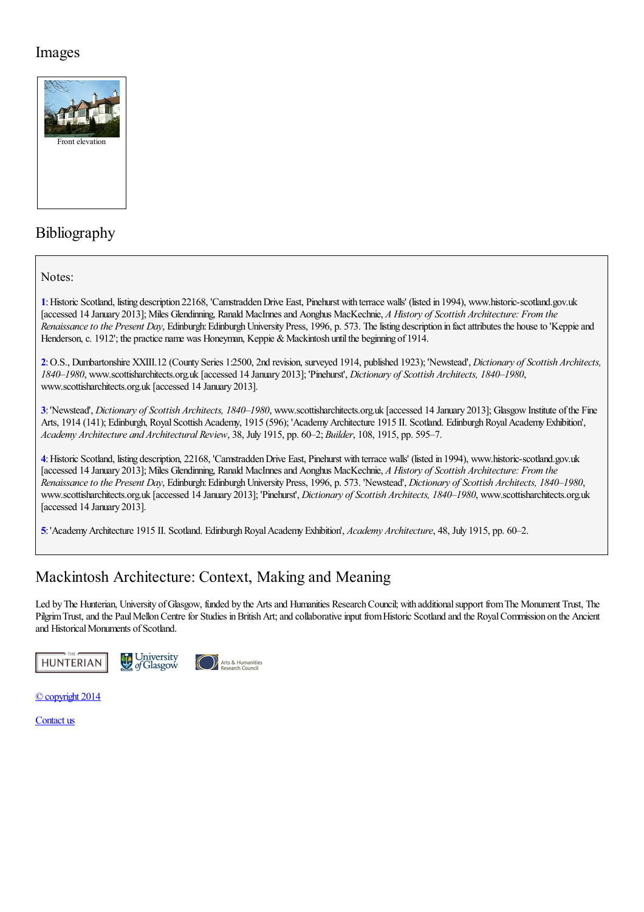## Images

Front elevation

## Bibliography

Notes:

1: Historic Scotland, listing description 22168, 'Camstradden Drive East, Pinehurst with terrace walls' (listed in 1994), www.historic-scotland.gov.uk [accessed 14 January 2013]; Miles Glendinning, Ranald MacInnes and Aonghus MacKechnie, *A History of Scottish Architecture: From the Renaissance to the Present Day*, Edinburgh: Edinburgh University Press, 1996, p. 573. The listing description in fact attributes the house to 'Keppie and Henderson, c. 1912'; the practice name was Honeyman, Keppie & Mackintosh until the beginning of 1914.

2: O.S., Dumbartonshire XXIII.12 (County Series 1:2500, 2nd revision, surveyed 1914, published 1923); 'Newstead', *Dictionary of Scottish Architects, 1840–1980*, www.scottisharchitects.org.uk [accessed 14 January 2013]; 'Pinehurst', *Dictionary of Scottish Architects, 1840–1980*, www.scottisharchitects.org.uk [accessed 14 January 2013].

3: 'Newstead', *Dictionary of Scottish Architects, 1840–1980*, www.scottisharchitects.org.uk [accessed 14 January 2013]; Glasgow Institute of the Fine Arts, 1914 (141); Edinburgh, Royal Scottish Academy, 1915 (596); 'Academy Architecture 1915 II. Scotland. Edinburgh Royal Academy Exhibition', *Academy Architecture and Architectural Review*, 38, July 1915, pp. 60–2; *Builder*, 108, 1915, pp. 595–7.

4: Historic Scotland, listing description, 22168, 'Camstradden Drive East, Pinehurst with terrace walls' (listed in 1994), www.historic-scotland.gov.uk [accessed 14 January 2013]; Miles Glendinning, Ranald MacInnes and Aonghus MacKechnie, *A History of Scottish Architecture: From the Renaissance to the Present Day*, Edinburgh: Edinburgh University Press, 1996, p. 573. 'Newstead', *Dictionary of Scottish Architects, 1840–1980*, www.scottisharchitects.org.uk [accessed 14 January 2013]; 'Pinehurst', *Dictionary of Scottish Architects, 1840–1980*, www.scottisharchitects.org.uk [accessed 14 January 2013].

5: 'Academy Architecture 1915 II. Scotland. Edinburgh Royal Academy Exhibition', *Academy Architecture*, 48, July 1915, pp. 60–2.

## Mackintosh Architecture: Context, Making and Meaning

Led by The Hunterian, University of Glasgow, funded by the Arts and Humanities Research Council; with additional support from The Monument Trust, The Pilgrim Trust, and the Paul Mellon Centre for Studies in British Art; and collaborative input from Historic Scotland and the Royal Commission on the Ancient and Historical Monuments of Scotland.

© copyright 2014

Contact us